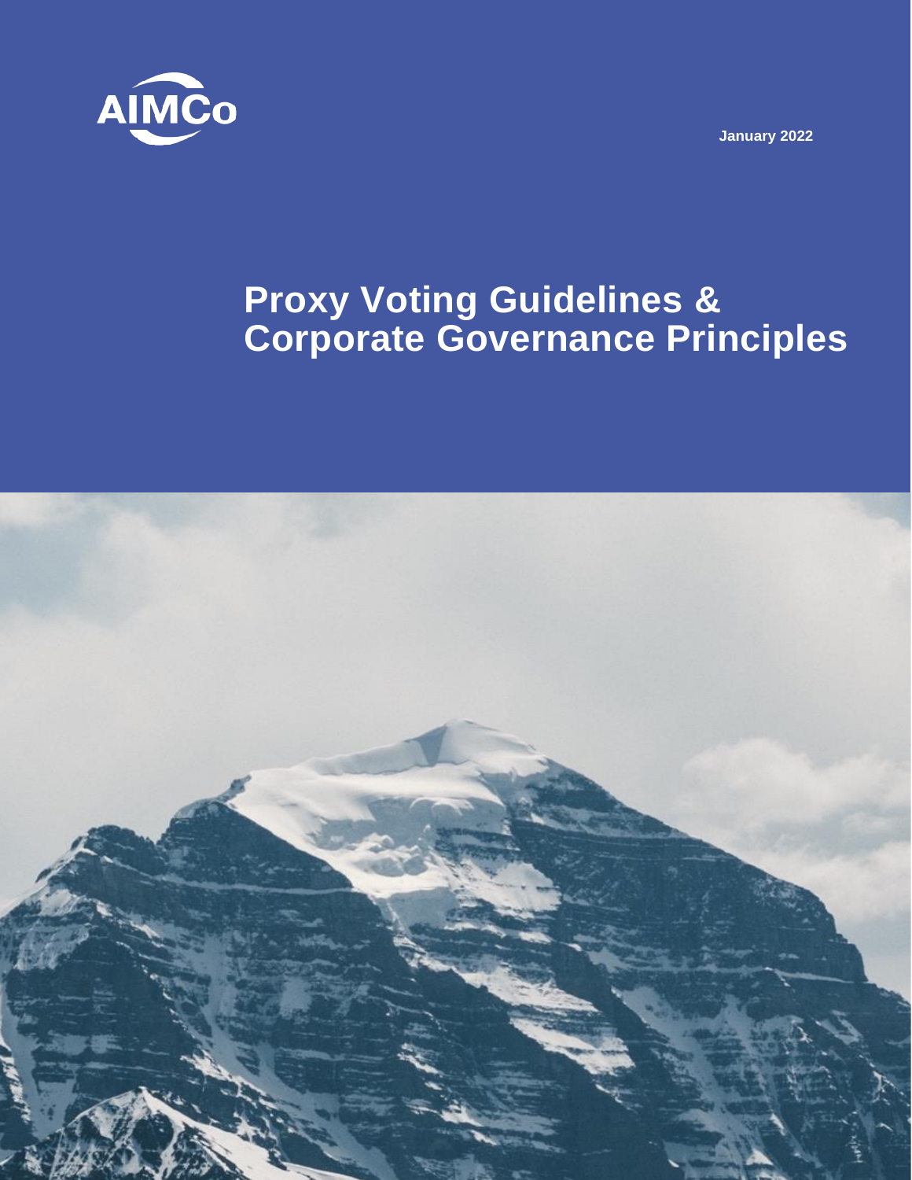AIMCo

January 2022

# Proxy Voting Guidelines & Corporate Governance Principles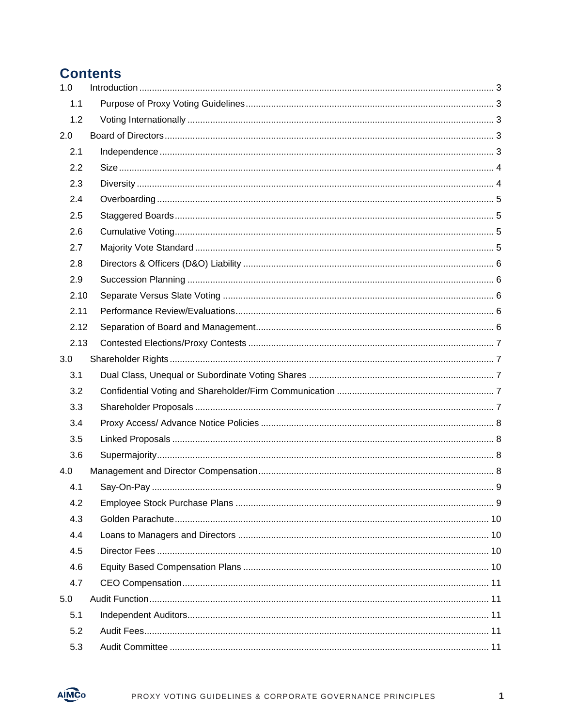# Contents

| | | |
|---|---|---|
| 1.0 | Introduction | 3 |
| 1.1 | Purpose of Proxy Voting Guidelines | 3 |
| 1.2 | Voting Internationally | 3 |
| 2.0 | Board of Directors | 3 |
| 2.1 | Independence | 3 |
| 2.2 | Size | 4 |
| 2.3 | Diversity | 4 |
| 2.4 | Overboarding | 5 |
| 2.5 | Staggered Boards | 5 |
| 2.6 | Cumulative Voting | 5 |
| 2.7 | Majority Vote Standard | 5 |
| 2.8 | Directors & Officers (D&O) Liability | 6 |
| 2.9 | Succession Planning | 6 |
| 2.10 | Separate Versus Slate Voting | 6 |
| 2.11 | Performance Review/Evaluations | 6 |
| 2.12 | Separation of Board and Management | 6 |
| 2.13 | Contested Elections/Proxy Contests | 7 |
| 3.0 | Shareholder Rights | 7 |
| 3.1 | Dual Class, Unequal or Subordinate Voting Shares | 7 |
| 3.2 | Confidential Voting and Shareholder/Firm Communication | 7 |
| 3.3 | Shareholder Proposals | 7 |
| 3.4 | Proxy Access/ Advance Notice Policies | 8 |
| 3.5 | Linked Proposals | 8 |
| 3.6 | Supermajority | 8 |
| 4.0 | Management and Director Compensation | 8 |
| 4.1 | Say-On-Pay | 9 |
| 4.2 | Employee Stock Purchase Plans | 9 |
| 4.3 | Golden Parachute | 10 |
| 4.4 | Loans to Managers and Directors | 10 |
| 4.5 | Director Fees | 10 |
| 4.6 | Equity Based Compensation Plans | 10 |
| 4.7 | CEO Compensation | 11 |
| 5.0 | Audit Function | 11 |
| 5.1 | Independent Auditors | 11 |
| 5.2 | Audit Fees | 11 |
| 5.3 | Audit Committee | 11 |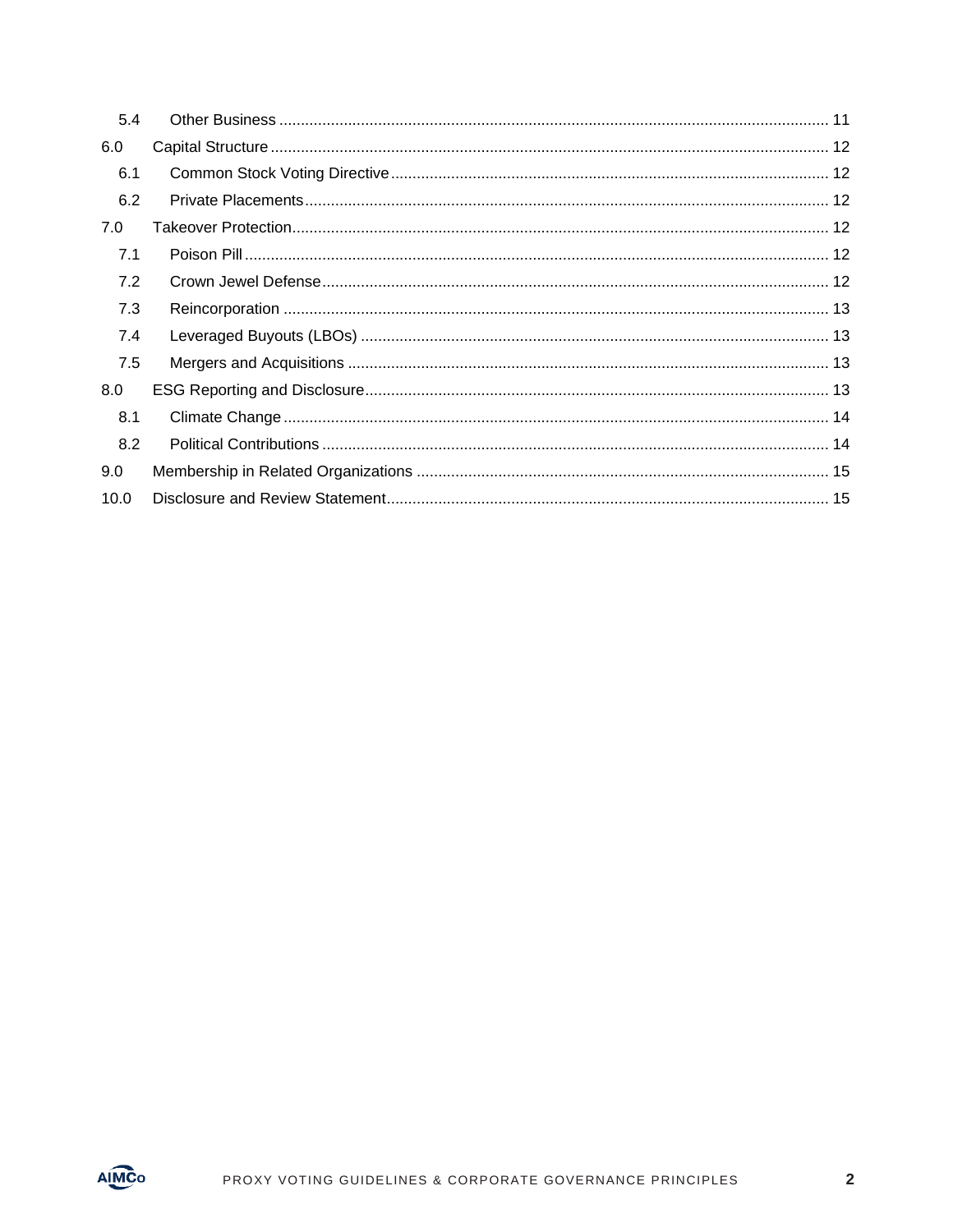| | | |
|---|---|---|
| 5.4 | Other Business | 11 |
| 6.0 | Capital Structure | 12 |
| 6.1 | Common Stock Voting Directive | 12 |
| 6.2 | Private Placements | 12 |
| 7.0 | Takeover Protection | 12 |
| 7.1 | Poison Pill | 12 |
| 7.2 | Crown Jewel Defense | 12 |
| 7.3 | Reincorporation | 13 |
| 7.4 | Leveraged Buyouts (LBOs) | 13 |
| 7.5 | Mergers and Acquisitions | 13 |
| 8.0 | ESG Reporting and Disclosure | 13 |
| 8.1 | Climate Change | 14 |
| 8.2 | Political Contributions | 14 |
| 9.0 | Membership in Related Organizations | 15 |
| 10.0 | Disclosure and Review Statement | 15 |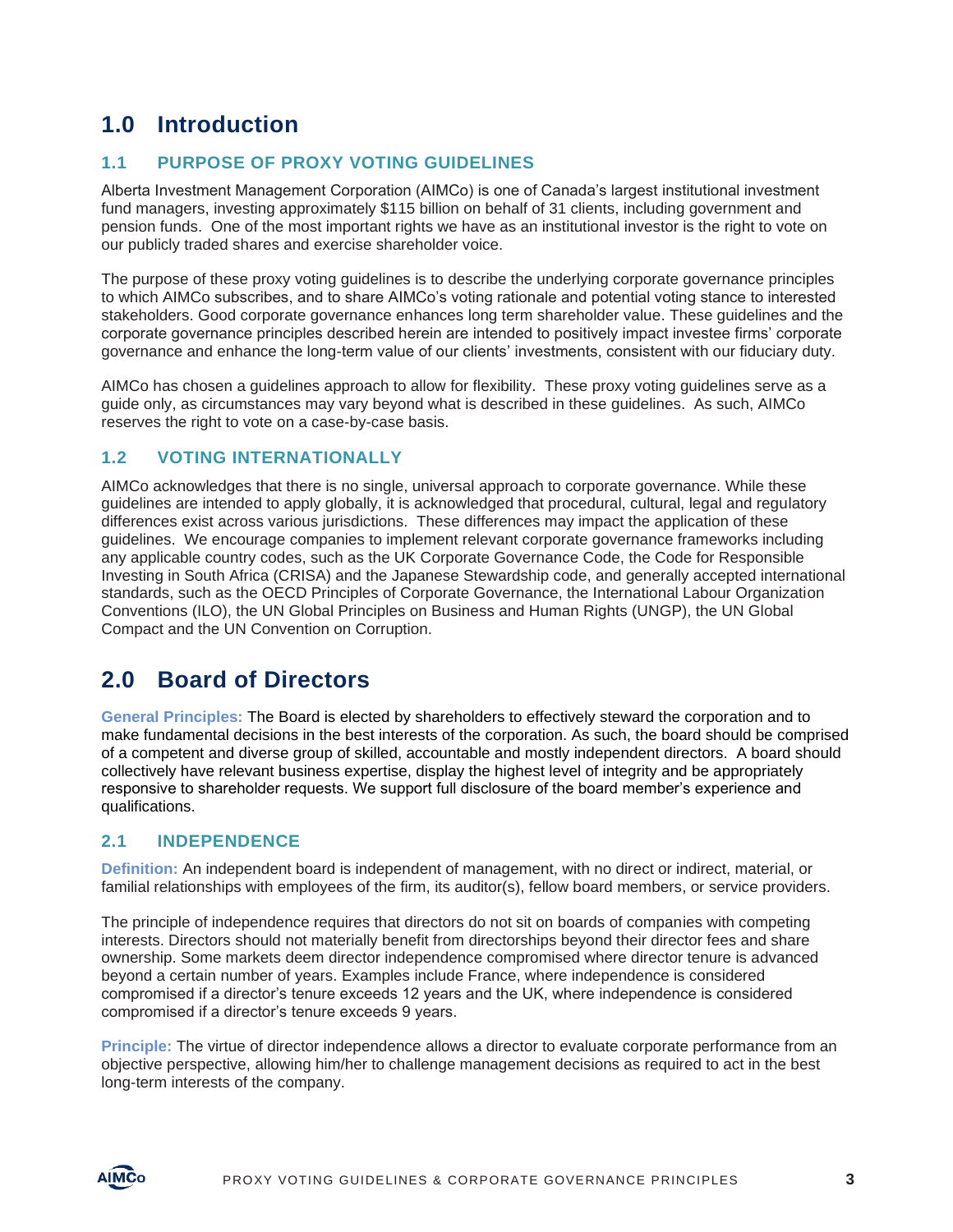# 1.0 Introduction

## 1.1 PURPOSE OF PROXY VOTING GUIDELINES

Alberta Investment Management Corporation (AIMCo) is one of Canada's largest institutional investment fund managers, investing approximately $115 billion on behalf of 31 clients, including government and pension funds. One of the most important rights we have as an institutional investor is the right to vote on our publicly traded shares and exercise shareholder voice.

The purpose of these proxy voting guidelines is to describe the underlying corporate governance principles to which AIMCo subscribes, and to share AIMCo's voting rationale and potential voting stance to interested stakeholders. Good corporate governance enhances long term shareholder value. These guidelines and the corporate governance principles described herein are intended to positively impact investee firms' corporate governance and enhance the long-term value of our clients' investments, consistent with our fiduciary duty.

AIMCo has chosen a guidelines approach to allow for flexibility. These proxy voting guidelines serve as a guide only, as circumstances may vary beyond what is described in these guidelines. As such, AIMCo reserves the right to vote on a case-by-case basis.

## 1.2 VOTING INTERNATIONALLY

AIMCo acknowledges that there is no single, universal approach to corporate governance. While these guidelines are intended to apply globally, it is acknowledged that procedural, cultural, legal and regulatory differences exist across various jurisdictions. These differences may impact the application of these guidelines. We encourage companies to implement relevant corporate governance frameworks including any applicable country codes, such as the UK Corporate Governance Code, the Code for Responsible Investing in South Africa (CRISA) and the Japanese Stewardship code, and generally accepted international standards, such as the OECD Principles of Corporate Governance, the International Labour Organization Conventions (ILO), the UN Global Principles on Business and Human Rights (UNGP), the UN Global Compact and the UN Convention on Corruption.

# 2.0 Board of Directors

**General Principles:** The Board is elected by shareholders to effectively steward the corporation and to make fundamental decisions in the best interests of the corporation. As such, the board should be comprised of a competent and diverse group of skilled, accountable and mostly independent directors. A board should collectively have relevant business expertise, display the highest level of integrity and be appropriately responsive to shareholder requests. We support full disclosure of the board member's experience and qualifications.

## 2.1 INDEPENDENCE

**Definition:** An independent board is independent of management, with no direct or indirect, material, or familial relationships with employees of the firm, its auditor(s), fellow board members, or service providers.

The principle of independence requires that directors do not sit on boards of companies with competing interests. Directors should not materially benefit from directorships beyond their director fees and share ownership. Some markets deem director independence compromised where director tenure is advanced beyond a certain number of years. Examples include France, where independence is considered compromised if a director's tenure exceeds 12 years and the UK, where independence is considered compromised if a director's tenure exceeds 9 years.

**Principle:** The virtue of director independence allows a director to evaluate corporate performance from an objective perspective, allowing him/her to challenge management decisions as required to act in the best long-term interests of the company.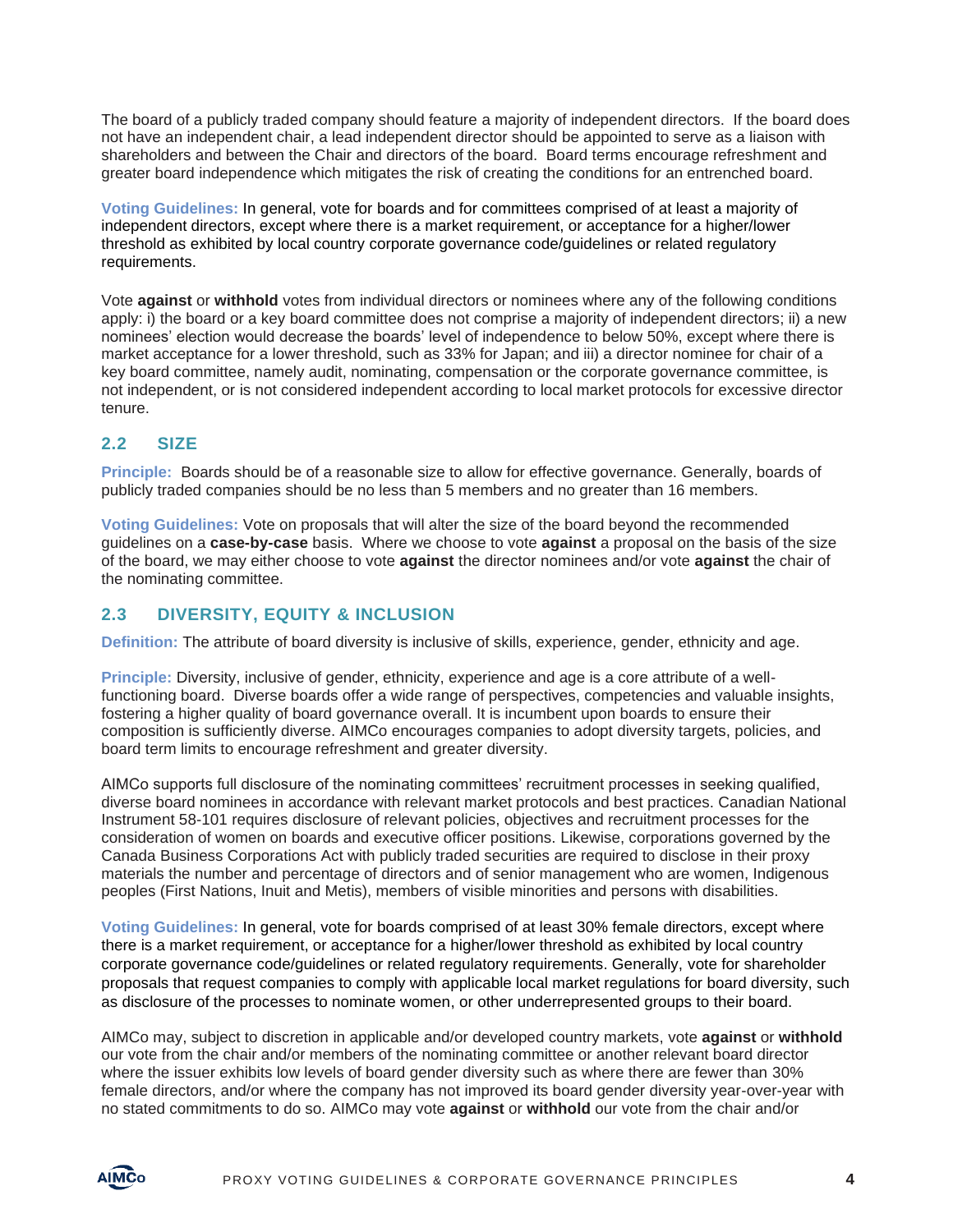The board of a publicly traded company should feature a majority of independent directors. If the board does not have an independent chair, a lead independent director should be appointed to serve as a liaison with shareholders and between the Chair and directors of the board. Board terms encourage refreshment and greater board independence which mitigates the risk of creating the conditions for an entrenched board.

**Voting Guidelines:** In general, vote for boards and for committees comprised of at least a majority of independent directors, except where there is a market requirement, or acceptance for a higher/lower threshold as exhibited by local country corporate governance code/guidelines or related regulatory requirements.

Vote **against** or **withhold** votes from individual directors or nominees where any of the following conditions apply: i) the board or a key board committee does not comprise a majority of independent directors; ii) a new nominees' election would decrease the boards' level of independence to below 50%, except where there is market acceptance for a lower threshold, such as 33% for Japan; and iii) a director nominee for chair of a key board committee, namely audit, nominating, compensation or the corporate governance committee, is not independent, or is not considered independent according to local market protocols for excessive director tenure.

## 2.2 SIZE

**Principle:** Boards should be of a reasonable size to allow for effective governance. Generally, boards of publicly traded companies should be no less than 5 members and no greater than 16 members.

**Voting Guidelines:** Vote on proposals that will alter the size of the board beyond the recommended guidelines on a **case-by-case** basis. Where we choose to vote **against** a proposal on the basis of the size of the board, we may either choose to vote **against** the director nominees and/or vote **against** the chair of the nominating committee.

## 2.3 DIVERSITY, EQUITY & INCLUSION

**Definition:** The attribute of board diversity is inclusive of skills, experience, gender, ethnicity and age.

**Principle:** Diversity, inclusive of gender, ethnicity, experience and age is a core attribute of a well-functioning board. Diverse boards offer a wide range of perspectives, competencies and valuable insights, fostering a higher quality of board governance overall. It is incumbent upon boards to ensure their composition is sufficiently diverse. AIMCo encourages companies to adopt diversity targets, policies, and board term limits to encourage refreshment and greater diversity.

AIMCo supports full disclosure of the nominating committees' recruitment processes in seeking qualified, diverse board nominees in accordance with relevant market protocols and best practices. Canadian National Instrument 58-101 requires disclosure of relevant policies, objectives and recruitment processes for the consideration of women on boards and executive officer positions. Likewise, corporations governed by the Canada Business Corporations Act with publicly traded securities are required to disclose in their proxy materials the number and percentage of directors and of senior management who are women, Indigenous peoples (First Nations, Inuit and Metis), members of visible minorities and persons with disabilities.

**Voting Guidelines:** In general, vote for boards comprised of at least 30% female directors, except where there is a market requirement, or acceptance for a higher/lower threshold as exhibited by local country corporate governance code/guidelines or related regulatory requirements. Generally, vote for shareholder proposals that request companies to comply with applicable local market regulations for board diversity, such as disclosure of the processes to nominate women, or other underrepresented groups to their board.

AIMCo may, subject to discretion in applicable and/or developed country markets, vote **against** or **withhold** our vote from the chair and/or members of the nominating committee or another relevant board director where the issuer exhibits low levels of board gender diversity such as where there are fewer than 30% female directors, and/or where the company has not improved its board gender diversity year-over-year with no stated commitments to do so. AIMCo may vote **against** or **withhold** our vote from the chair and/or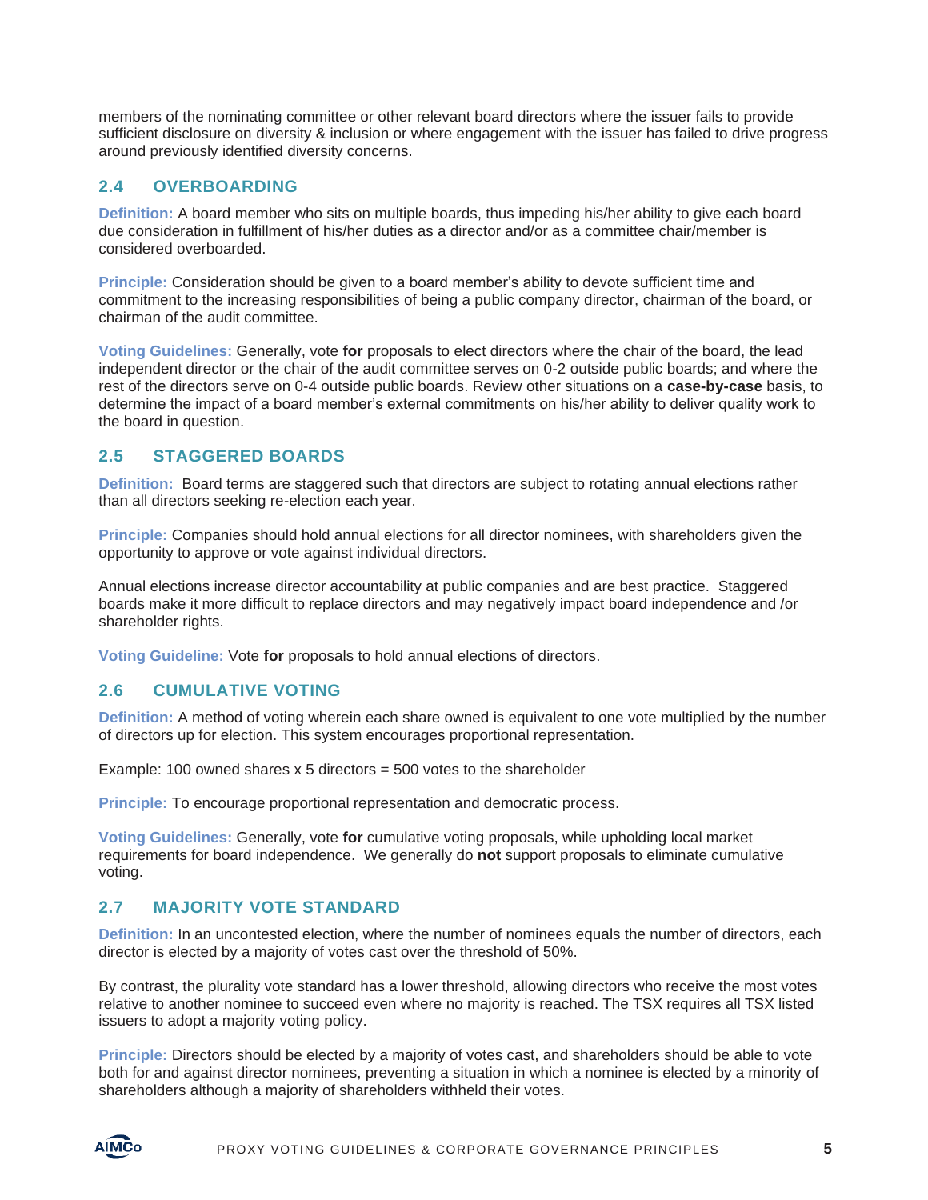members of the nominating committee or other relevant board directors where the issuer fails to provide sufficient disclosure on diversity & inclusion or where engagement with the issuer has failed to drive progress around previously identified diversity concerns.

## 2.4 OVERBOARDING

**Definition:** A board member who sits on multiple boards, thus impeding his/her ability to give each board due consideration in fulfillment of his/her duties as a director and/or as a committee chair/member is considered overboarded.

**Principle:** Consideration should be given to a board member's ability to devote sufficient time and commitment to the increasing responsibilities of being a public company director, chairman of the board, or chairman of the audit committee.

**Voting Guidelines:** Generally, vote **for** proposals to elect directors where the chair of the board, the lead independent director or the chair of the audit committee serves on 0-2 outside public boards; and where the rest of the directors serve on 0-4 outside public boards. Review other situations on a **case-by-case** basis, to determine the impact of a board member's external commitments on his/her ability to deliver quality work to the board in question.

## 2.5 STAGGERED BOARDS

**Definition:** Board terms are staggered such that directors are subject to rotating annual elections rather than all directors seeking re-election each year.

**Principle:** Companies should hold annual elections for all director nominees, with shareholders given the opportunity to approve or vote against individual directors.

Annual elections increase director accountability at public companies and are best practice. Staggered boards make it more difficult to replace directors and may negatively impact board independence and /or shareholder rights.

**Voting Guideline:** Vote **for** proposals to hold annual elections of directors.

## 2.6 CUMULATIVE VOTING

**Definition:** A method of voting wherein each share owned is equivalent to one vote multiplied by the number of directors up for election. This system encourages proportional representation.

Example: 100 owned shares x 5 directors = 500 votes to the shareholder

**Principle:** To encourage proportional representation and democratic process.

**Voting Guidelines:** Generally, vote **for** cumulative voting proposals, while upholding local market requirements for board independence. We generally do **not** support proposals to eliminate cumulative voting.

## 2.7 MAJORITY VOTE STANDARD

**Definition:** In an uncontested election, where the number of nominees equals the number of directors, each director is elected by a majority of votes cast over the threshold of 50%.

By contrast, the plurality vote standard has a lower threshold, allowing directors who receive the most votes relative to another nominee to succeed even where no majority is reached. The TSX requires all TSX listed issuers to adopt a majority voting policy.

**Principle:** Directors should be elected by a majority of votes cast, and shareholders should be able to vote both for and against director nominees, preventing a situation in which a nominee is elected by a minority of shareholders although a majority of shareholders withheld their votes.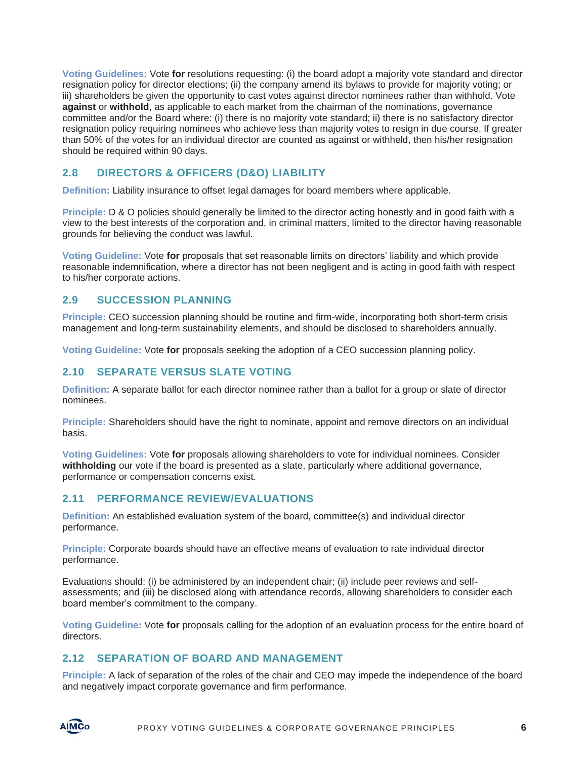**Voting Guidelines:** Vote **for** resolutions requesting: (i) the board adopt a majority vote standard and director resignation policy for director elections; (ii) the company amend its bylaws to provide for majority voting; or iii) shareholders be given the opportunity to cast votes against director nominees rather than withhold. Vote **against** or **withhold**, as applicable to each market from the chairman of the nominations, governance committee and/or the Board where: (i) there is no majority vote standard; ii) there is no satisfactory director resignation policy requiring nominees who achieve less than majority votes to resign in due course. If greater than 50% of the votes for an individual director are counted as against or withheld, then his/her resignation should be required within 90 days.

## 2.8 DIRECTORS & OFFICERS (D&O) LIABILITY

**Definition:** Liability insurance to offset legal damages for board members where applicable.

**Principle:** D & O policies should generally be limited to the director acting honestly and in good faith with a view to the best interests of the corporation and, in criminal matters, limited to the director having reasonable grounds for believing the conduct was lawful.

**Voting Guideline:** Vote **for** proposals that set reasonable limits on directors' liability and which provide reasonable indemnification, where a director has not been negligent and is acting in good faith with respect to his/her corporate actions.

## 2.9 SUCCESSION PLANNING

**Principle:** CEO succession planning should be routine and firm-wide, incorporating both short-term crisis management and long-term sustainability elements, and should be disclosed to shareholders annually.

**Voting Guideline:** Vote **for** proposals seeking the adoption of a CEO succession planning policy.

## 2.10 SEPARATE VERSUS SLATE VOTING

**Definition:** A separate ballot for each director nominee rather than a ballot for a group or slate of director nominees.

**Principle:** Shareholders should have the right to nominate, appoint and remove directors on an individual basis.

**Voting Guidelines:** Vote **for** proposals allowing shareholders to vote for individual nominees. Consider **withholding** our vote if the board is presented as a slate, particularly where additional governance, performance or compensation concerns exist.

## 2.11 PERFORMANCE REVIEW/EVALUATIONS

**Definition:** An established evaluation system of the board, committee(s) and individual director performance.

**Principle:** Corporate boards should have an effective means of evaluation to rate individual director performance.

Evaluations should: (i) be administered by an independent chair; (ii) include peer reviews and self-assessments; and (iii) be disclosed along with attendance records, allowing shareholders to consider each board member's commitment to the company.

**Voting Guideline:** Vote **for** proposals calling for the adoption of an evaluation process for the entire board of directors.

## 2.12 SEPARATION OF BOARD AND MANAGEMENT

**Principle:** A lack of separation of the roles of the chair and CEO may impede the independence of the board and negatively impact corporate governance and firm performance.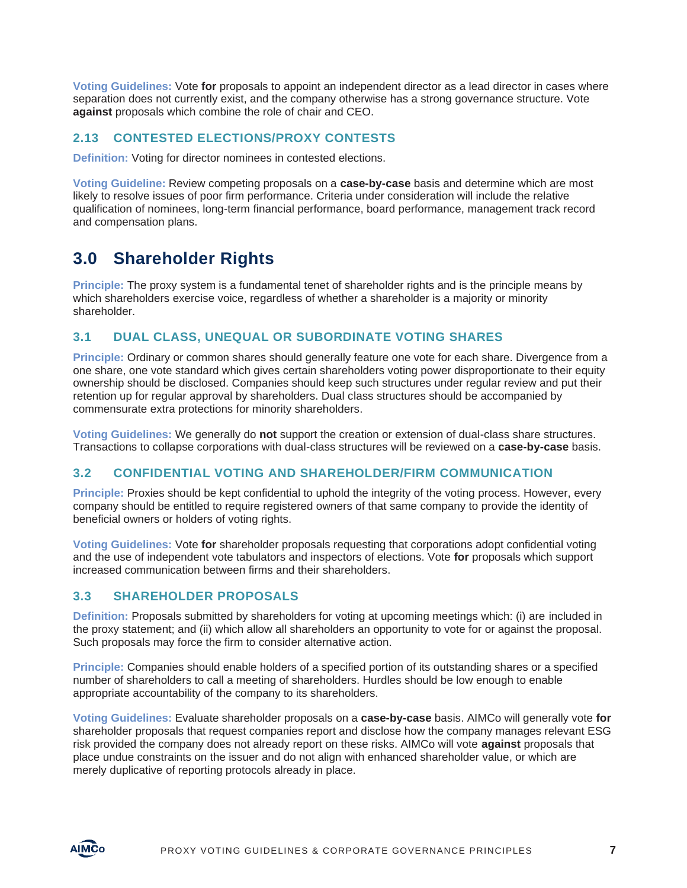**Voting Guidelines:** Vote **for** proposals to appoint an independent director as a lead director in cases where separation does not currently exist, and the company otherwise has a strong governance structure. Vote **against** proposals which combine the role of chair and CEO.

### 2.13 CONTESTED ELECTIONS/PROXY CONTESTS

**Definition:** Voting for director nominees in contested elections.

**Voting Guideline:** Review competing proposals on a **case-by-case** basis and determine which are most likely to resolve issues of poor firm performance. Criteria under consideration will include the relative qualification of nominees, long-term financial performance, board performance, management track record and compensation plans.

## 3.0 Shareholder Rights

**Principle:** The proxy system is a fundamental tenet of shareholder rights and is the principle means by which shareholders exercise voice, regardless of whether a shareholder is a majority or minority shareholder.

### 3.1 DUAL CLASS, UNEQUAL OR SUBORDINATE VOTING SHARES

**Principle:** Ordinary or common shares should generally feature one vote for each share. Divergence from a one share, one vote standard which gives certain shareholders voting power disproportionate to their equity ownership should be disclosed. Companies should keep such structures under regular review and put their retention up for regular approval by shareholders. Dual class structures should be accompanied by commensurate extra protections for minority shareholders.

**Voting Guidelines:** We generally do **not** support the creation or extension of dual-class share structures. Transactions to collapse corporations with dual-class structures will be reviewed on a **case-by-case** basis.

### 3.2 CONFIDENTIAL VOTING AND SHAREHOLDER/FIRM COMMUNICATION

**Principle:** Proxies should be kept confidential to uphold the integrity of the voting process. However, every company should be entitled to require registered owners of that same company to provide the identity of beneficial owners or holders of voting rights.

**Voting Guidelines:** Vote **for** shareholder proposals requesting that corporations adopt confidential voting and the use of independent vote tabulators and inspectors of elections. Vote **for** proposals which support increased communication between firms and their shareholders.

### 3.3 SHAREHOLDER PROPOSALS

**Definition:** Proposals submitted by shareholders for voting at upcoming meetings which: (i) are included in the proxy statement; and (ii) which allow all shareholders an opportunity to vote for or against the proposal. Such proposals may force the firm to consider alternative action.

**Principle:** Companies should enable holders of a specified portion of its outstanding shares or a specified number of shareholders to call a meeting of shareholders. Hurdles should be low enough to enable appropriate accountability of the company to its shareholders.

**Voting Guidelines:** Evaluate shareholder proposals on a **case-by-case** basis. AIMCo will generally vote **for** shareholder proposals that request companies report and disclose how the company manages relevant ESG risk provided the company does not already report on these risks. AIMCo will vote **against** proposals that place undue constraints on the issuer and do not align with enhanced shareholder value, or which are merely duplicative of reporting protocols already in place.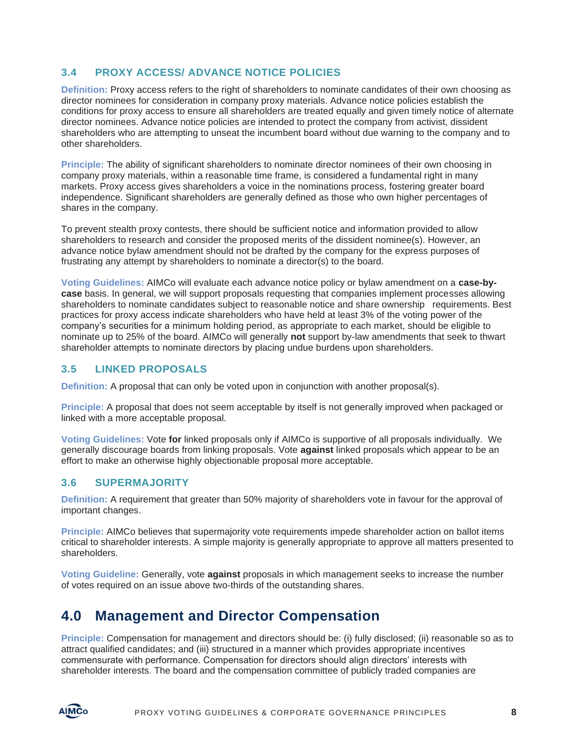### 3.4 PROXY ACCESS/ ADVANCE NOTICE POLICIES

**Definition:** Proxy access refers to the right of shareholders to nominate candidates of their own choosing as director nominees for consideration in company proxy materials. Advance notice policies establish the conditions for proxy access to ensure all shareholders are treated equally and given timely notice of alternate director nominees. Advance notice policies are intended to protect the company from activist, dissident shareholders who are attempting to unseat the incumbent board without due warning to the company and to other shareholders.

**Principle:** The ability of significant shareholders to nominate director nominees of their own choosing in company proxy materials, within a reasonable time frame, is considered a fundamental right in many markets. Proxy access gives shareholders a voice in the nominations process, fostering greater board independence. Significant shareholders are generally defined as those who own higher percentages of shares in the company.

To prevent stealth proxy contests, there should be sufficient notice and information provided to allow shareholders to research and consider the proposed merits of the dissident nominee(s). However, an advance notice bylaw amendment should not be drafted by the company for the express purposes of frustrating any attempt by shareholders to nominate a director(s) to the board.

**Voting Guidelines:** AIMCo will evaluate each advance notice policy or bylaw amendment on a **case-by-case** basis. In general, we will support proposals requesting that companies implement processes allowing shareholders to nominate candidates subject to reasonable notice and share ownership requirements. Best practices for proxy access indicate shareholders who have held at least 3% of the voting power of the company's securities for a minimum holding period, as appropriate to each market, should be eligible to nominate up to 25% of the board. AIMCo will generally **not** support by-law amendments that seek to thwart shareholder attempts to nominate directors by placing undue burdens upon shareholders.

### 3.5 LINKED PROPOSALS

**Definition:** A proposal that can only be voted upon in conjunction with another proposal(s).

**Principle:** A proposal that does not seem acceptable by itself is not generally improved when packaged or linked with a more acceptable proposal.

**Voting Guidelines:** Vote **for** linked proposals only if AIMCo is supportive of all proposals individually. We generally discourage boards from linking proposals. Vote **against** linked proposals which appear to be an effort to make an otherwise highly objectionable proposal more acceptable.

### 3.6 SUPERMAJORITY

**Definition:** A requirement that greater than 50% majority of shareholders vote in favour for the approval of important changes.

**Principle:** AIMCo believes that supermajority vote requirements impede shareholder action on ballot items critical to shareholder interests. A simple majority is generally appropriate to approve all matters presented to shareholders.

**Voting Guideline:** Generally, vote **against** proposals in which management seeks to increase the number of votes required on an issue above two-thirds of the outstanding shares.

## 4.0 Management and Director Compensation

**Principle:** Compensation for management and directors should be: (i) fully disclosed; (ii) reasonable so as to attract qualified candidates; and (iii) structured in a manner which provides appropriate incentives commensurate with performance. Compensation for directors should align directors' interests with shareholder interests. The board and the compensation committee of publicly traded companies are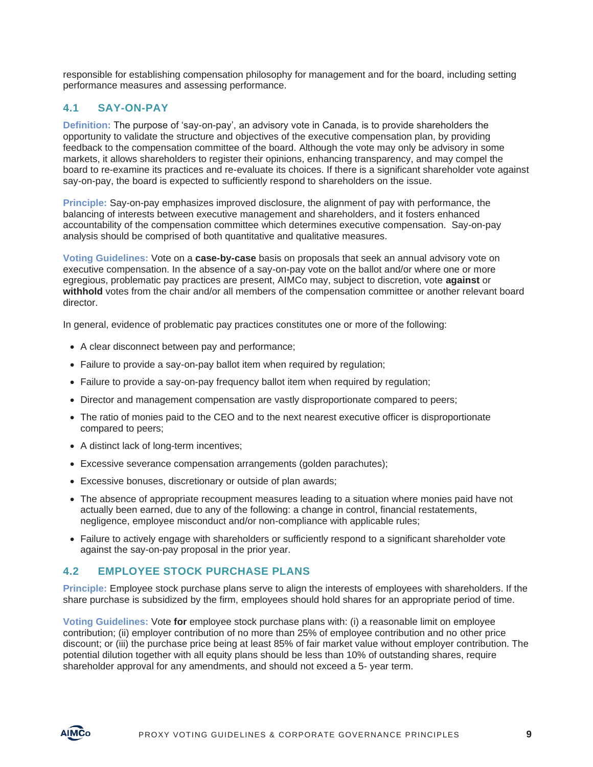responsible for establishing compensation philosophy for management and for the board, including setting performance measures and assessing performance.

### 4.1 SAY-ON-PAY

**Definition:** The purpose of 'say-on-pay', an advisory vote in Canada, is to provide shareholders the opportunity to validate the structure and objectives of the executive compensation plan, by providing feedback to the compensation committee of the board. Although the vote may only be advisory in some markets, it allows shareholders to register their opinions, enhancing transparency, and may compel the board to re-examine its practices and re-evaluate its choices. If there is a significant shareholder vote against say-on-pay, the board is expected to sufficiently respond to shareholders on the issue.

**Principle:** Say-on-pay emphasizes improved disclosure, the alignment of pay with performance, the balancing of interests between executive management and shareholders, and it fosters enhanced accountability of the compensation committee which determines executive compensation. Say-on-pay analysis should be comprised of both quantitative and qualitative measures.

**Voting Guidelines:** Vote on a **case-by-case** basis on proposals that seek an annual advisory vote on executive compensation. In the absence of a say-on-pay vote on the ballot and/or where one or more egregious, problematic pay practices are present, AIMCo may, subject to discretion, vote **against** or **withhold** votes from the chair and/or all members of the compensation committee or another relevant board director.

In general, evidence of problematic pay practices constitutes one or more of the following:

- A clear disconnect between pay and performance;
- Failure to provide a say-on-pay ballot item when required by regulation;
- Failure to provide a say-on-pay frequency ballot item when required by regulation;
- Director and management compensation are vastly disproportionate compared to peers;
- The ratio of monies paid to the CEO and to the next nearest executive officer is disproportionate compared to peers;
- A distinct lack of long-term incentives;
- Excessive severance compensation arrangements (golden parachutes);
- Excessive bonuses, discretionary or outside of plan awards;
- The absence of appropriate recoupment measures leading to a situation where monies paid have not actually been earned, due to any of the following: a change in control, financial restatements, negligence, employee misconduct and/or non-compliance with applicable rules;
- Failure to actively engage with shareholders or sufficiently respond to a significant shareholder vote against the say-on-pay proposal in the prior year.

### 4.2 EMPLOYEE STOCK PURCHASE PLANS

**Principle:** Employee stock purchase plans serve to align the interests of employees with shareholders. If the share purchase is subsidized by the firm, employees should hold shares for an appropriate period of time.

**Voting Guidelines:** Vote **for** employee stock purchase plans with: (i) a reasonable limit on employee contribution; (ii) employer contribution of no more than 25% of employee contribution and no other price discount; or (iii) the purchase price being at least 85% of fair market value without employer contribution. The potential dilution together with all equity plans should be less than 10% of outstanding shares, require shareholder approval for any amendments, and should not exceed a 5- year term.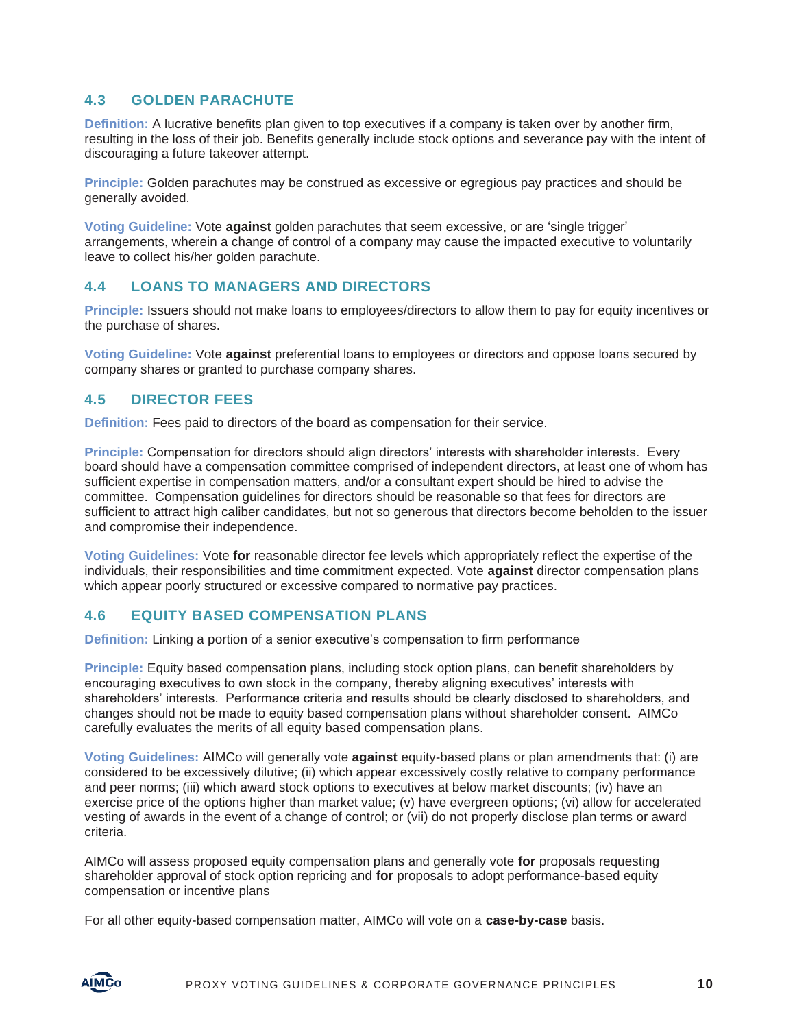## 4.3 GOLDEN PARACHUTE

**Definition:** A lucrative benefits plan given to top executives if a company is taken over by another firm, resulting in the loss of their job. Benefits generally include stock options and severance pay with the intent of discouraging a future takeover attempt.

**Principle:** Golden parachutes may be construed as excessive or egregious pay practices and should be generally avoided.

**Voting Guideline:** Vote **against** golden parachutes that seem excessive, or are 'single trigger' arrangements, wherein a change of control of a company may cause the impacted executive to voluntarily leave to collect his/her golden parachute.

## 4.4 LOANS TO MANAGERS AND DIRECTORS

**Principle:** Issuers should not make loans to employees/directors to allow them to pay for equity incentives or the purchase of shares.

**Voting Guideline:** Vote **against** preferential loans to employees or directors and oppose loans secured by company shares or granted to purchase company shares.

## 4.5 DIRECTOR FEES

**Definition:** Fees paid to directors of the board as compensation for their service.

**Principle:** Compensation for directors should align directors' interests with shareholder interests. Every board should have a compensation committee comprised of independent directors, at least one of whom has sufficient expertise in compensation matters, and/or a consultant expert should be hired to advise the committee. Compensation guidelines for directors should be reasonable so that fees for directors are sufficient to attract high caliber candidates, but not so generous that directors become beholden to the issuer and compromise their independence.

**Voting Guidelines:** Vote **for** reasonable director fee levels which appropriately reflect the expertise of the individuals, their responsibilities and time commitment expected. Vote **against** director compensation plans which appear poorly structured or excessive compared to normative pay practices.

## 4.6 EQUITY BASED COMPENSATION PLANS

**Definition:** Linking a portion of a senior executive's compensation to firm performance

**Principle:** Equity based compensation plans, including stock option plans, can benefit shareholders by encouraging executives to own stock in the company, thereby aligning executives' interests with shareholders' interests. Performance criteria and results should be clearly disclosed to shareholders, and changes should not be made to equity based compensation plans without shareholder consent. AIMCo carefully evaluates the merits of all equity based compensation plans.

**Voting Guidelines:** AIMCo will generally vote **against** equity-based plans or plan amendments that: (i) are considered to be excessively dilutive; (ii) which appear excessively costly relative to company performance and peer norms; (iii) which award stock options to executives at below market discounts; (iv) have an exercise price of the options higher than market value; (v) have evergreen options; (vi) allow for accelerated vesting of awards in the event of a change of control; or (vii) do not properly disclose plan terms or award criteria.

AIMCo will assess proposed equity compensation plans and generally vote **for** proposals requesting shareholder approval of stock option repricing and **for** proposals to adopt performance-based equity compensation or incentive plans

For all other equity-based compensation matter, AIMCo will vote on a **case-by-case** basis.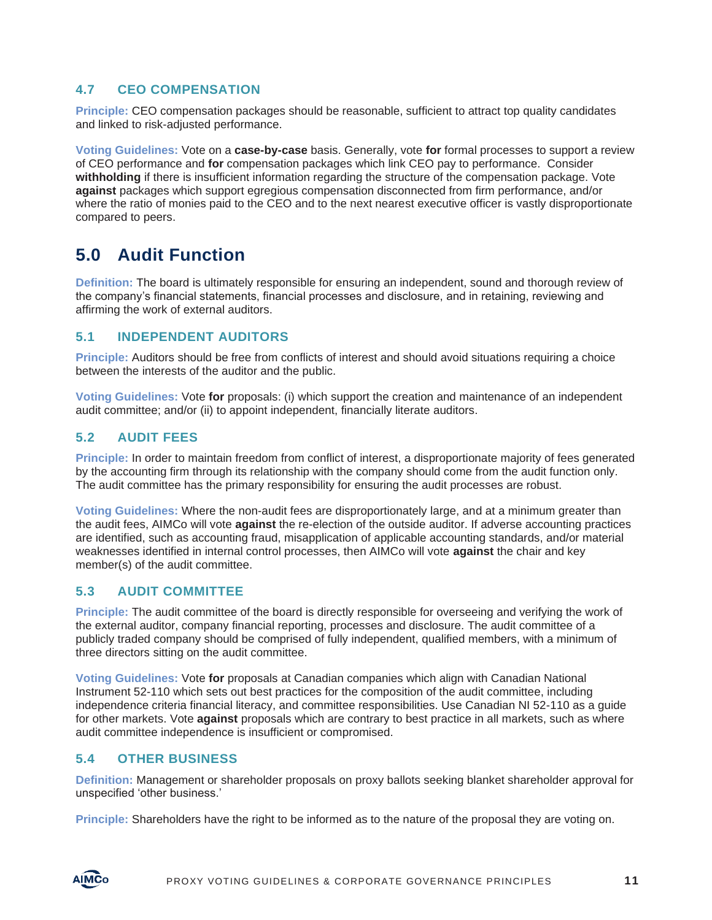### 4.7 CEO COMPENSATION

**Principle:** CEO compensation packages should be reasonable, sufficient to attract top quality candidates and linked to risk-adjusted performance.

**Voting Guidelines:** Vote on a **case-by-case** basis. Generally, vote **for** formal processes to support a review of CEO performance and **for** compensation packages which link CEO pay to performance. Consider **withholding** if there is insufficient information regarding the structure of the compensation package. Vote **against** packages which support egregious compensation disconnected from firm performance, and/or where the ratio of monies paid to the CEO and to the next nearest executive officer is vastly disproportionate compared to peers.

## 5.0 Audit Function

**Definition:** The board is ultimately responsible for ensuring an independent, sound and thorough review of the company's financial statements, financial processes and disclosure, and in retaining, reviewing and affirming the work of external auditors.

### 5.1 INDEPENDENT AUDITORS

**Principle:** Auditors should be free from conflicts of interest and should avoid situations requiring a choice between the interests of the auditor and the public.

**Voting Guidelines:** Vote **for** proposals: (i) which support the creation and maintenance of an independent audit committee; and/or (ii) to appoint independent, financially literate auditors.

### 5.2 AUDIT FEES

**Principle:** In order to maintain freedom from conflict of interest, a disproportionate majority of fees generated by the accounting firm through its relationship with the company should come from the audit function only. The audit committee has the primary responsibility for ensuring the audit processes are robust.

**Voting Guidelines:** Where the non-audit fees are disproportionately large, and at a minimum greater than the audit fees, AIMCo will vote **against** the re-election of the outside auditor. If adverse accounting practices are identified, such as accounting fraud, misapplication of applicable accounting standards, and/or material weaknesses identified in internal control processes, then AIMCo will vote **against** the chair and key member(s) of the audit committee.

### 5.3 AUDIT COMMITTEE

**Principle:** The audit committee of the board is directly responsible for overseeing and verifying the work of the external auditor, company financial reporting, processes and disclosure. The audit committee of a publicly traded company should be comprised of fully independent, qualified members, with a minimum of three directors sitting on the audit committee.

**Voting Guidelines:** Vote **for** proposals at Canadian companies which align with Canadian National Instrument 52-110 which sets out best practices for the composition of the audit committee, including independence criteria financial literacy, and committee responsibilities. Use Canadian NI 52-110 as a guide for other markets. Vote **against** proposals which are contrary to best practice in all markets, such as where audit committee independence is insufficient or compromised.

### 5.4 OTHER BUSINESS

**Definition:** Management or shareholder proposals on proxy ballots seeking blanket shareholder approval for unspecified 'other business.'

**Principle:** Shareholders have the right to be informed as to the nature of the proposal they are voting on.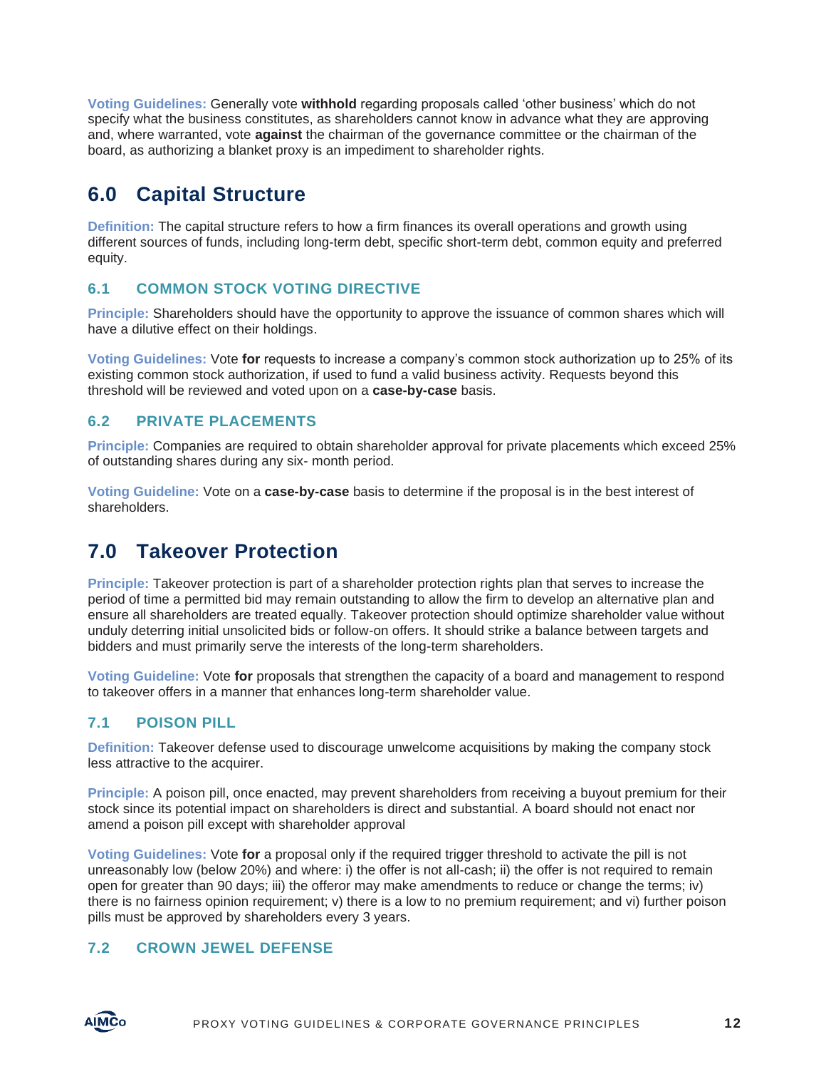**Voting Guidelines:** Generally vote **withhold** regarding proposals called 'other business' which do not specify what the business constitutes, as shareholders cannot know in advance what they are approving and, where warranted, vote **against** the chairman of the governance committee or the chairman of the board, as authorizing a blanket proxy is an impediment to shareholder rights.

# 6.0 Capital Structure

**Definition:** The capital structure refers to how a firm finances its overall operations and growth using different sources of funds, including long-term debt, specific short-term debt, common equity and preferred equity.

## 6.1 COMMON STOCK VOTING DIRECTIVE

**Principle:** Shareholders should have the opportunity to approve the issuance of common shares which will have a dilutive effect on their holdings.

**Voting Guidelines:** Vote **for** requests to increase a company's common stock authorization up to 25% of its existing common stock authorization, if used to fund a valid business activity. Requests beyond this threshold will be reviewed and voted upon on a **case-by-case** basis.

## 6.2 PRIVATE PLACEMENTS

**Principle:** Companies are required to obtain shareholder approval for private placements which exceed 25% of outstanding shares during any six- month period.

**Voting Guideline:** Vote on a **case-by-case** basis to determine if the proposal is in the best interest of shareholders.

# 7.0 Takeover Protection

**Principle:** Takeover protection is part of a shareholder protection rights plan that serves to increase the period of time a permitted bid may remain outstanding to allow the firm to develop an alternative plan and ensure all shareholders are treated equally. Takeover protection should optimize shareholder value without unduly deterring initial unsolicited bids or follow-on offers. It should strike a balance between targets and bidders and must primarily serve the interests of the long-term shareholders.

**Voting Guideline:** Vote **for** proposals that strengthen the capacity of a board and management to respond to takeover offers in a manner that enhances long-term shareholder value.

## 7.1 POISON PILL

**Definition:** Takeover defense used to discourage unwelcome acquisitions by making the company stock less attractive to the acquirer.

**Principle:** A poison pill, once enacted, may prevent shareholders from receiving a buyout premium for their stock since its potential impact on shareholders is direct and substantial. A board should not enact nor amend a poison pill except with shareholder approval

**Voting Guidelines:** Vote **for** a proposal only if the required trigger threshold to activate the pill is not unreasonably low (below 20%) and where: i) the offer is not all-cash; ii) the offer is not required to remain open for greater than 90 days; iii) the offeror may make amendments to reduce or change the terms; iv) there is no fairness opinion requirement; v) there is a low to no premium requirement; and vi) further poison pills must be approved by shareholders every 3 years.

## 7.2 CROWN JEWEL DEFENSE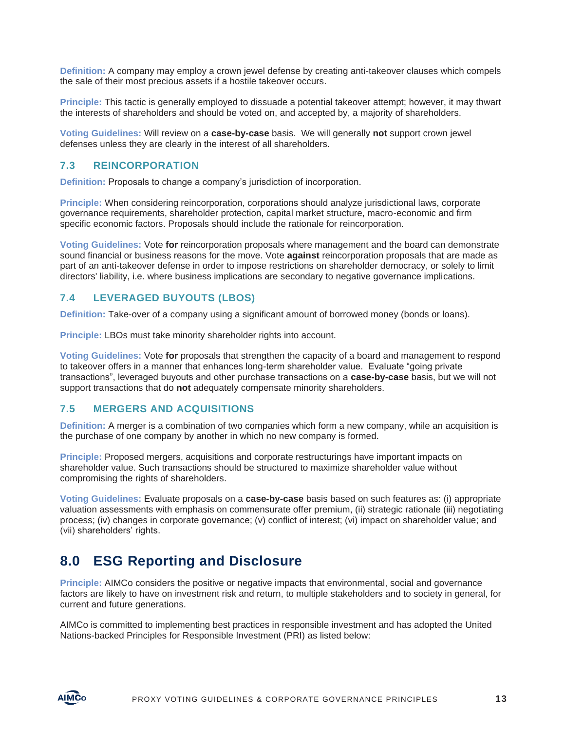**Definition:** A company may employ a crown jewel defense by creating anti-takeover clauses which compels the sale of their most precious assets if a hostile takeover occurs.

**Principle:** This tactic is generally employed to dissuade a potential takeover attempt; however, it may thwart the interests of shareholders and should be voted on, and accepted by, a majority of shareholders.

**Voting Guidelines:** Will review on a **case-by-case** basis. We will generally **not** support crown jewel defenses unless they are clearly in the interest of all shareholders.

### 7.3 REINCORPORATION

**Definition:** Proposals to change a company's jurisdiction of incorporation.

**Principle:** When considering reincorporation, corporations should analyze jurisdictional laws, corporate governance requirements, shareholder protection, capital market structure, macro-economic and firm specific economic factors. Proposals should include the rationale for reincorporation.

**Voting Guidelines:** Vote **for** reincorporation proposals where management and the board can demonstrate sound financial or business reasons for the move. Vote **against** reincorporation proposals that are made as part of an anti-takeover defense in order to impose restrictions on shareholder democracy, or solely to limit directors' liability, i.e. where business implications are secondary to negative governance implications.

### 7.4 LEVERAGED BUYOUTS (LBOS)

**Definition:** Take-over of a company using a significant amount of borrowed money (bonds or loans).

**Principle:** LBOs must take minority shareholder rights into account.

**Voting Guidelines:** Vote **for** proposals that strengthen the capacity of a board and management to respond to takeover offers in a manner that enhances long-term shareholder value. Evaluate "going private transactions", leveraged buyouts and other purchase transactions on a **case-by-case** basis, but we will not support transactions that do **not** adequately compensate minority shareholders.

### 7.5 MERGERS AND ACQUISITIONS

**Definition:** A merger is a combination of two companies which form a new company, while an acquisition is the purchase of one company by another in which no new company is formed.

**Principle:** Proposed mergers, acquisitions and corporate restructurings have important impacts on shareholder value. Such transactions should be structured to maximize shareholder value without compromising the rights of shareholders.

**Voting Guidelines:** Evaluate proposals on a **case-by-case** basis based on such features as: (i) appropriate valuation assessments with emphasis on commensurate offer premium, (ii) strategic rationale (iii) negotiating process; (iv) changes in corporate governance; (v) conflict of interest; (vi) impact on shareholder value; and (vii) shareholders' rights.

## 8.0 ESG Reporting and Disclosure

**Principle:** AIMCo considers the positive or negative impacts that environmental, social and governance factors are likely to have on investment risk and return, to multiple stakeholders and to society in general, for current and future generations.

AIMCo is committed to implementing best practices in responsible investment and has adopted the United Nations-backed Principles for Responsible Investment (PRI) as listed below: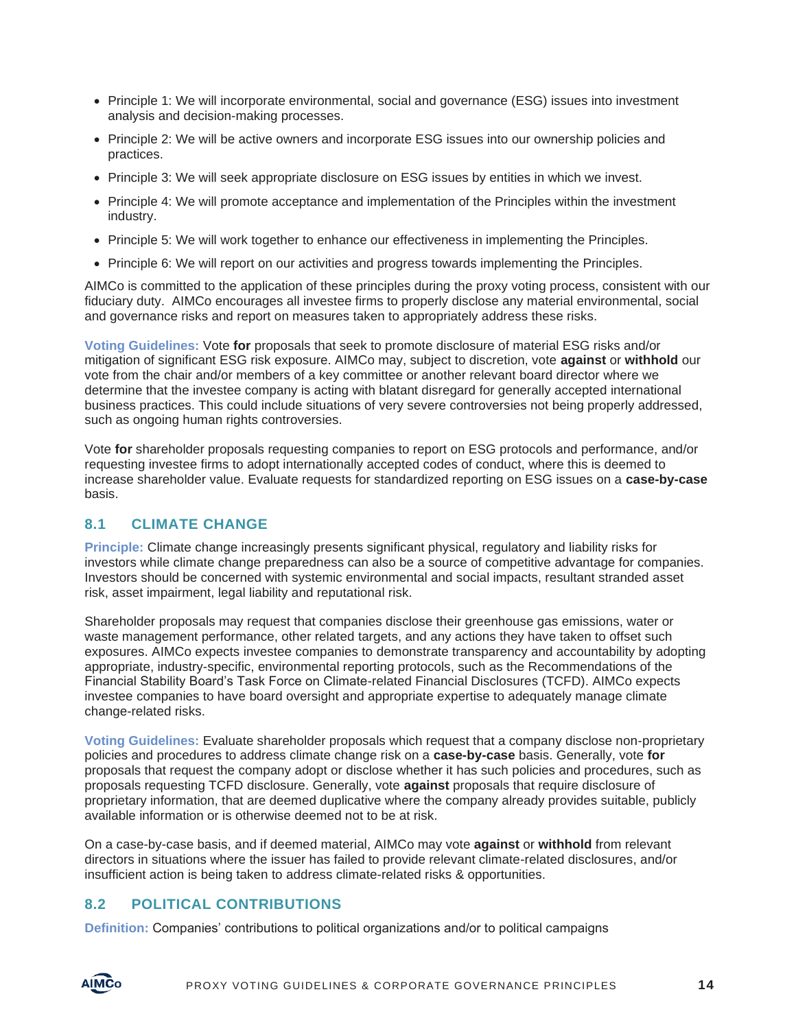- Principle 1: We will incorporate environmental, social and governance (ESG) issues into investment analysis and decision-making processes.
- Principle 2: We will be active owners and incorporate ESG issues into our ownership policies and practices.
- Principle 3: We will seek appropriate disclosure on ESG issues by entities in which we invest.
- Principle 4: We will promote acceptance and implementation of the Principles within the investment industry.
- Principle 5: We will work together to enhance our effectiveness in implementing the Principles.
- Principle 6: We will report on our activities and progress towards implementing the Principles.

AIMCo is committed to the application of these principles during the proxy voting process, consistent with our fiduciary duty. AIMCo encourages all investee firms to properly disclose any material environmental, social and governance risks and report on measures taken to appropriately address these risks.

**Voting Guidelines:** Vote **for** proposals that seek to promote disclosure of material ESG risks and/or mitigation of significant ESG risk exposure. AIMCo may, subject to discretion, vote **against** or **withhold** our vote from the chair and/or members of a key committee or another relevant board director where we determine that the investee company is acting with blatant disregard for generally accepted international business practices. This could include situations of very severe controversies not being properly addressed, such as ongoing human rights controversies.

Vote **for** shareholder proposals requesting companies to report on ESG protocols and performance, and/or requesting investee firms to adopt internationally accepted codes of conduct, where this is deemed to increase shareholder value. Evaluate requests for standardized reporting on ESG issues on a **case-by-case** basis.

## 8.1 CLIMATE CHANGE

**Principle:** Climate change increasingly presents significant physical, regulatory and liability risks for investors while climate change preparedness can also be a source of competitive advantage for companies. Investors should be concerned with systemic environmental and social impacts, resultant stranded asset risk, asset impairment, legal liability and reputational risk.

Shareholder proposals may request that companies disclose their greenhouse gas emissions, water or waste management performance, other related targets, and any actions they have taken to offset such exposures. AIMCo expects investee companies to demonstrate transparency and accountability by adopting appropriate, industry-specific, environmental reporting protocols, such as the Recommendations of the Financial Stability Board's Task Force on Climate-related Financial Disclosures (TCFD). AIMCo expects investee companies to have board oversight and appropriate expertise to adequately manage climate change-related risks.

**Voting Guidelines:** Evaluate shareholder proposals which request that a company disclose non-proprietary policies and procedures to address climate change risk on a **case-by-case** basis. Generally, vote **for** proposals that request the company adopt or disclose whether it has such policies and procedures, such as proposals requesting TCFD disclosure. Generally, vote **against** proposals that require disclosure of proprietary information, that are deemed duplicative where the company already provides suitable, publicly available information or is otherwise deemed not to be at risk.

On a case-by-case basis, and if deemed material, AIMCo may vote **against** or **withhold** from relevant directors in situations where the issuer has failed to provide relevant climate-related disclosures, and/or insufficient action is being taken to address climate-related risks & opportunities.

## 8.2 POLITICAL CONTRIBUTIONS

**Definition:** Companies' contributions to political organizations and/or to political campaigns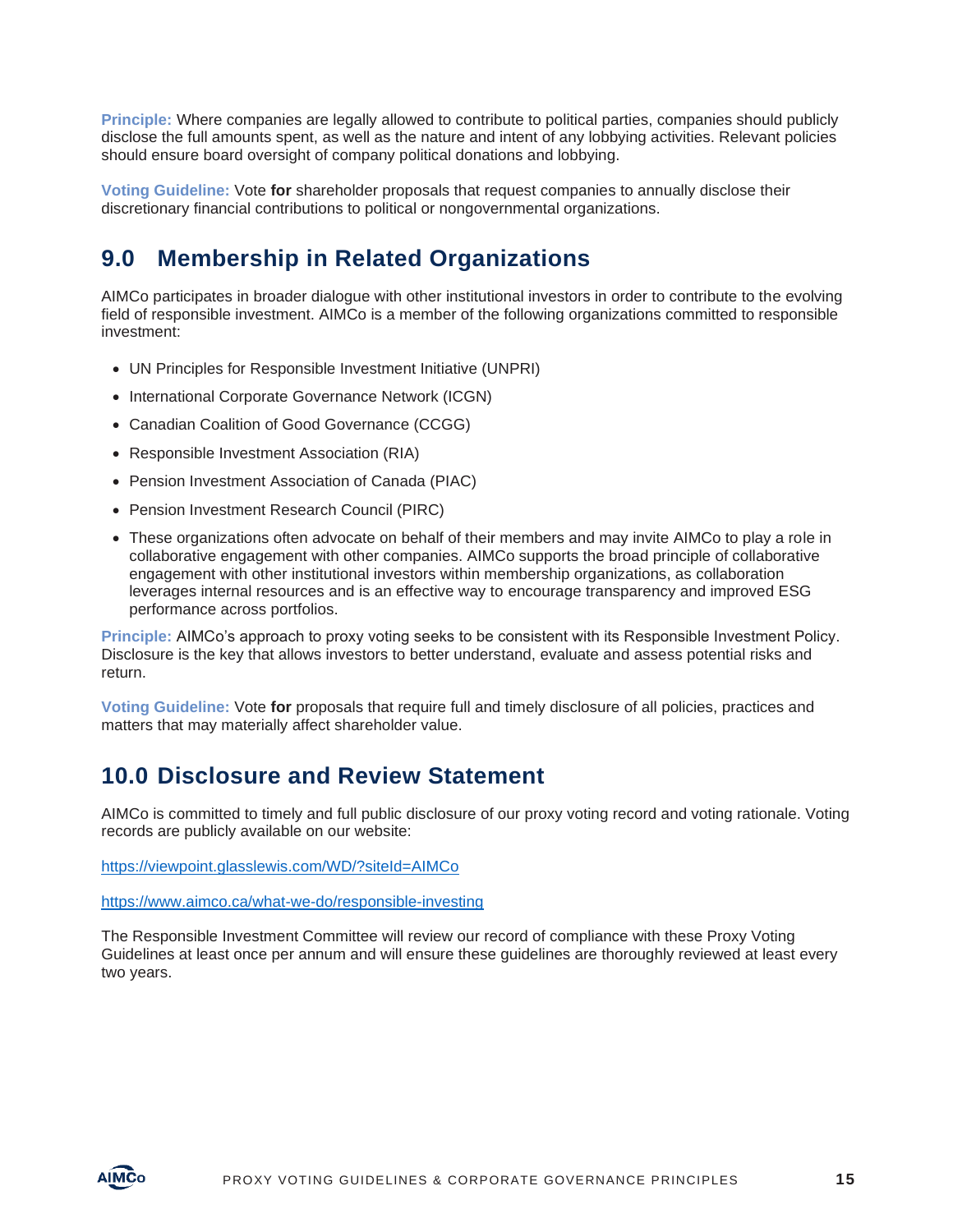**Principle:** Where companies are legally allowed to contribute to political parties, companies should publicly disclose the full amounts spent, as well as the nature and intent of any lobbying activities. Relevant policies should ensure board oversight of company political donations and lobbying.

**Voting Guideline:** Vote **for** shareholder proposals that request companies to annually disclose their discretionary financial contributions to political or nongovernmental organizations.

## 9.0 Membership in Related Organizations

AIMCo participates in broader dialogue with other institutional investors in order to contribute to the evolving field of responsible investment. AIMCo is a member of the following organizations committed to responsible investment:

- UN Principles for Responsible Investment Initiative (UNPRI)
- International Corporate Governance Network (ICGN)
- Canadian Coalition of Good Governance (CCGG)
- Responsible Investment Association (RIA)
- Pension Investment Association of Canada (PIAC)
- Pension Investment Research Council (PIRC)
- These organizations often advocate on behalf of their members and may invite AIMCo to play a role in collaborative engagement with other companies. AIMCo supports the broad principle of collaborative engagement with other institutional investors within membership organizations, as collaboration leverages internal resources and is an effective way to encourage transparency and improved ESG performance across portfolios.

**Principle:** AIMCo's approach to proxy voting seeks to be consistent with its Responsible Investment Policy. Disclosure is the key that allows investors to better understand, evaluate and assess potential risks and return.

**Voting Guideline:** Vote **for** proposals that require full and timely disclosure of all policies, practices and matters that may materially affect shareholder value.

## 10.0 Disclosure and Review Statement

AIMCo is committed to timely and full public disclosure of our proxy voting record and voting rationale. Voting records are publicly available on our website:

https://viewpoint.glasslewis.com/WD/?siteId=AIMCo

https://www.aimco.ca/what-we-do/responsible-investing

The Responsible Investment Committee will review our record of compliance with these Proxy Voting Guidelines at least once per annum and will ensure these guidelines are thoroughly reviewed at least every two years.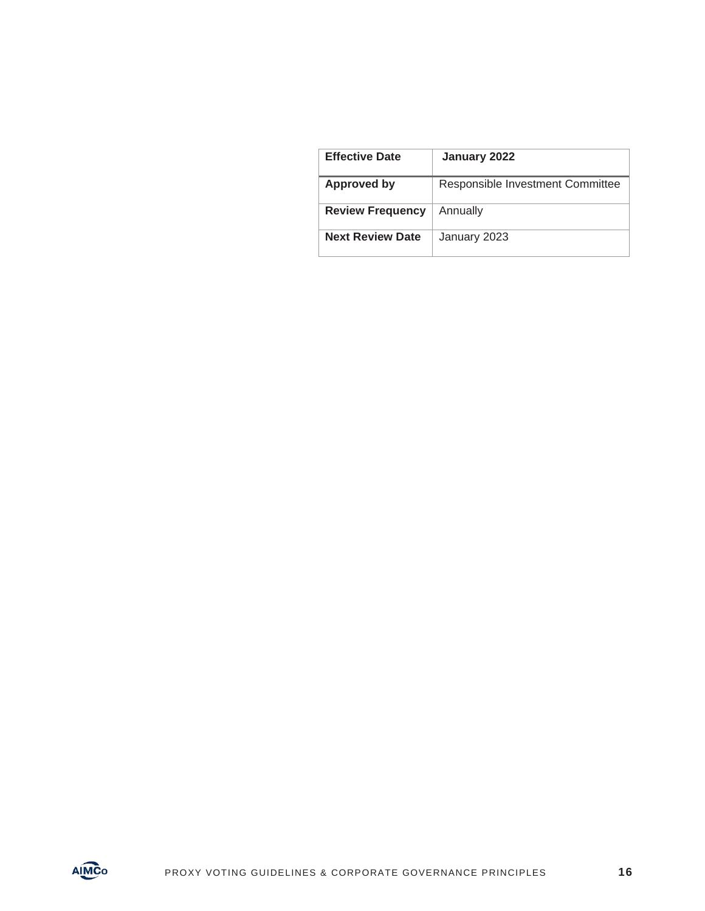| | |
|---|---|
| **Effective Date** | **January 2022** |
| **Approved by** | Responsible Investment Committee |
| **Review Frequency** | Annually |
| **Next Review Date** | January 2023 |